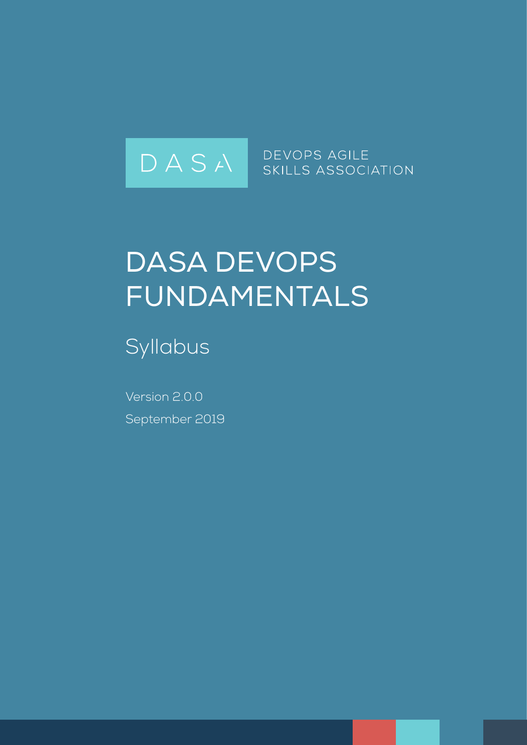DASA

DEVOPS AGILE SKILLS ASSOCIATION

# DASA DEVOPS FUNDAMENTALS

## Syllabus

Version 2.0.0

September 2019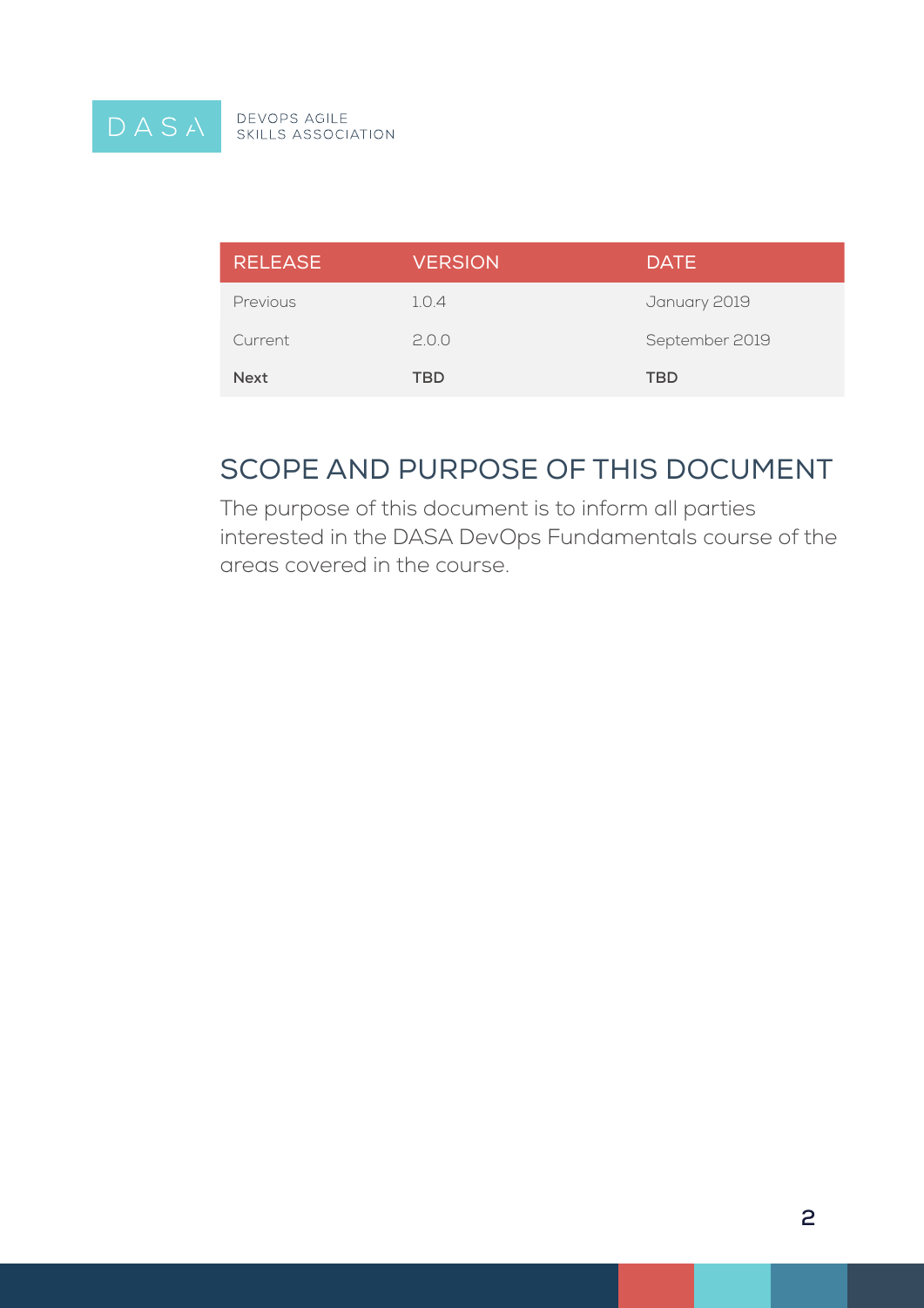DASA DEVOPS AGILE SKILLS ASSOCIATION

| RELEASE | VERSION | DATE |
| --- | --- | --- |
| Previous | 1.0.4 | January 2019 |
| Current | 2.0.0 | September 2019 |
| **Next** | **TBD** | **TBD** |

## SCOPE AND PURPOSE OF THIS DOCUMENT

The purpose of this document is to inform all parties interested in the DASA DevOps Fundamentals course of the areas covered in the course.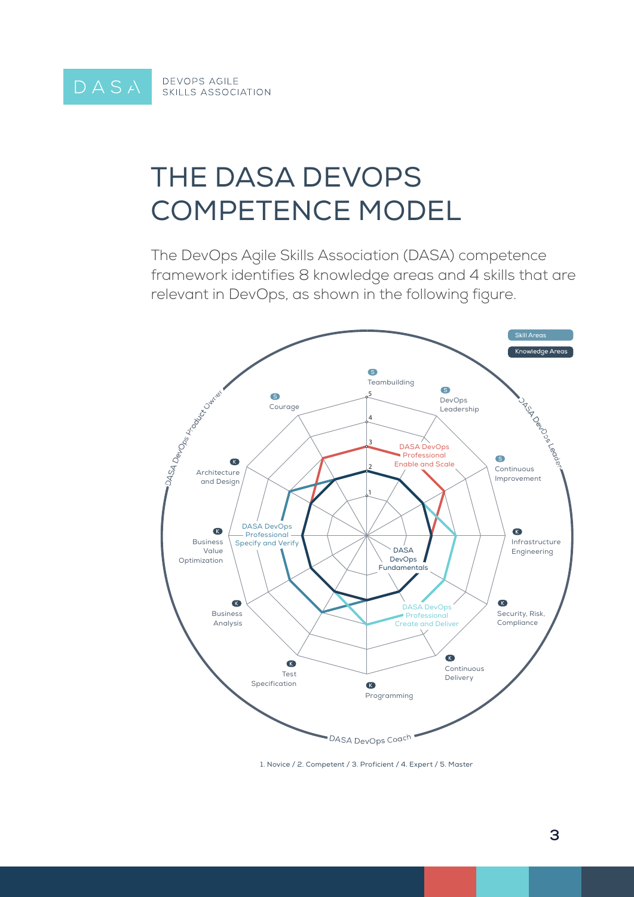# THE DASA DEVOPS COMPETENCE MODEL

The DevOps Agile Skills Association (DASA) competence framework identifies 8 knowledge areas and 4 skills that are relevant in DevOps, as shown in the following figure.

Skill Areas

Knowledge Areas

S Teambuilding

S DevOps Leadership

S Continuous Improvement

K Infrastructure Engineering

K Security, Risk, Compliance

K Continuous Delivery

K Programming

K Test Specification

K Business Analysis

K Business Value Optimization

K Architecture and Design

S Courage

DASA DevOps Professional Enable and Scale

DASA DevOps Professional Specify and Verify

DASA DevOps Professional Create and Deliver

DASA DevOps Fundamentals

DASA DevOps Product Owner

DASA DevOps Leader

DASA DevOps Coach

1. Novice / 2. Competent / 3. Proficient / 4. Expert / 5. Master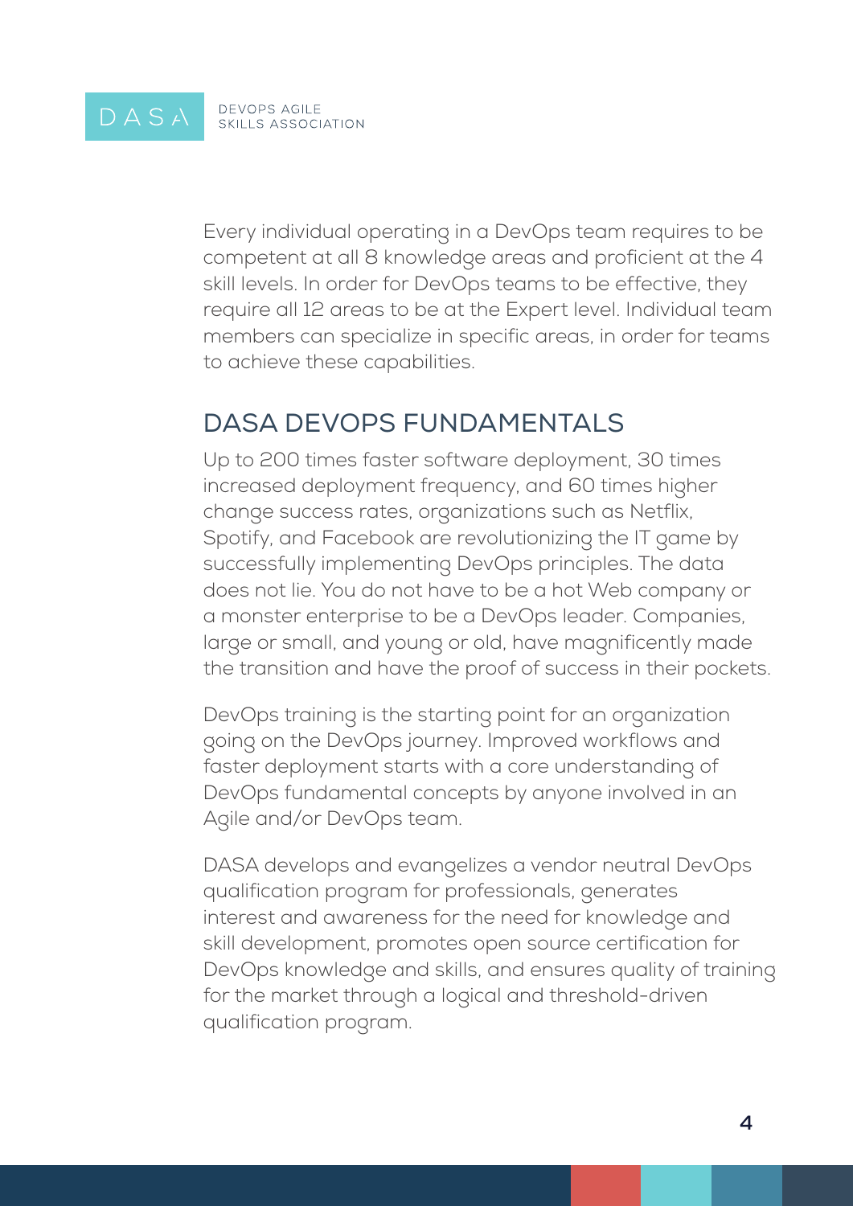Every individual operating in a DevOps team requires to be competent at all 8 knowledge areas and proficient at the 4 skill levels. In order for DevOps teams to be effective, they require all 12 areas to be at the Expert level. Individual team members can specialize in specific areas, in order for teams to achieve these capabilities.

## DASA DEVOPS FUNDAMENTALS

Up to 200 times faster software deployment, 30 times increased deployment frequency, and 60 times higher change success rates, organizations such as Netflix, Spotify, and Facebook are revolutionizing the IT game by successfully implementing DevOps principles. The data does not lie. You do not have to be a hot Web company or a monster enterprise to be a DevOps leader. Companies, large or small, and young or old, have magnificently made the transition and have the proof of success in their pockets.

DevOps training is the starting point for an organization going on the DevOps journey. Improved workflows and faster deployment starts with a core understanding of DevOps fundamental concepts by anyone involved in an Agile and/or DevOps team.

DASA develops and evangelizes a vendor neutral DevOps qualification program for professionals, generates interest and awareness for the need for knowledge and skill development, promotes open source certification for DevOps knowledge and skills, and ensures quality of training for the market through a logical and threshold-driven qualification program.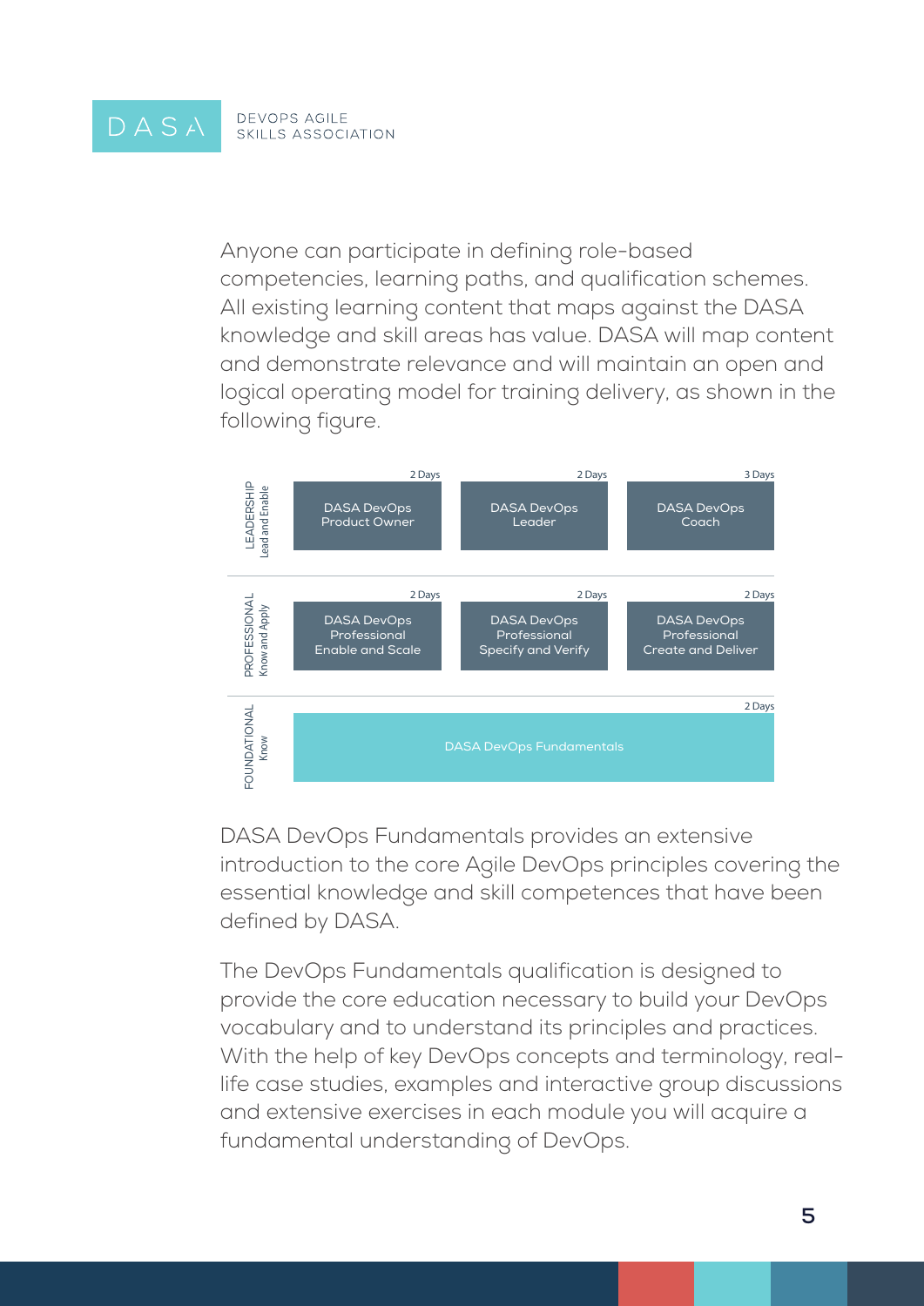Anyone can participate in defining role-based competencies, learning paths, and qualification schemes. All existing learning content that maps against the DASA knowledge and skill areas has value. DASA will map content and demonstrate relevance and will maintain an open and logical operating model for training delivery, as shown in the following figure.

| | | | |
|---|---|---|---|
| LEADERSHIP Lead and Enable | DASA DevOps Product Owner (2 Days) | DASA DevOps Leader (2 Days) | DASA DevOps Coach (3 Days) |
| PROFESSIONAL Know and Apply | DASA DevOps Professional Enable and Scale (2 Days) | DASA DevOps Professional Specify and Verify (2 Days) | DASA DevOps Professional Create and Deliver (2 Days) |
| FOUNDATIONAL Know | DASA DevOps Fundamentals (2 Days) | | |

DASA DevOps Fundamentals provides an extensive introduction to the core Agile DevOps principles covering the essential knowledge and skill competences that have been defined by DASA.

The DevOps Fundamentals qualification is designed to provide the core education necessary to build your DevOps vocabulary and to understand its principles and practices. With the help of key DevOps concepts and terminology, real-life case studies, examples and interactive group discussions and extensive exercises in each module you will acquire a fundamental understanding of DevOps.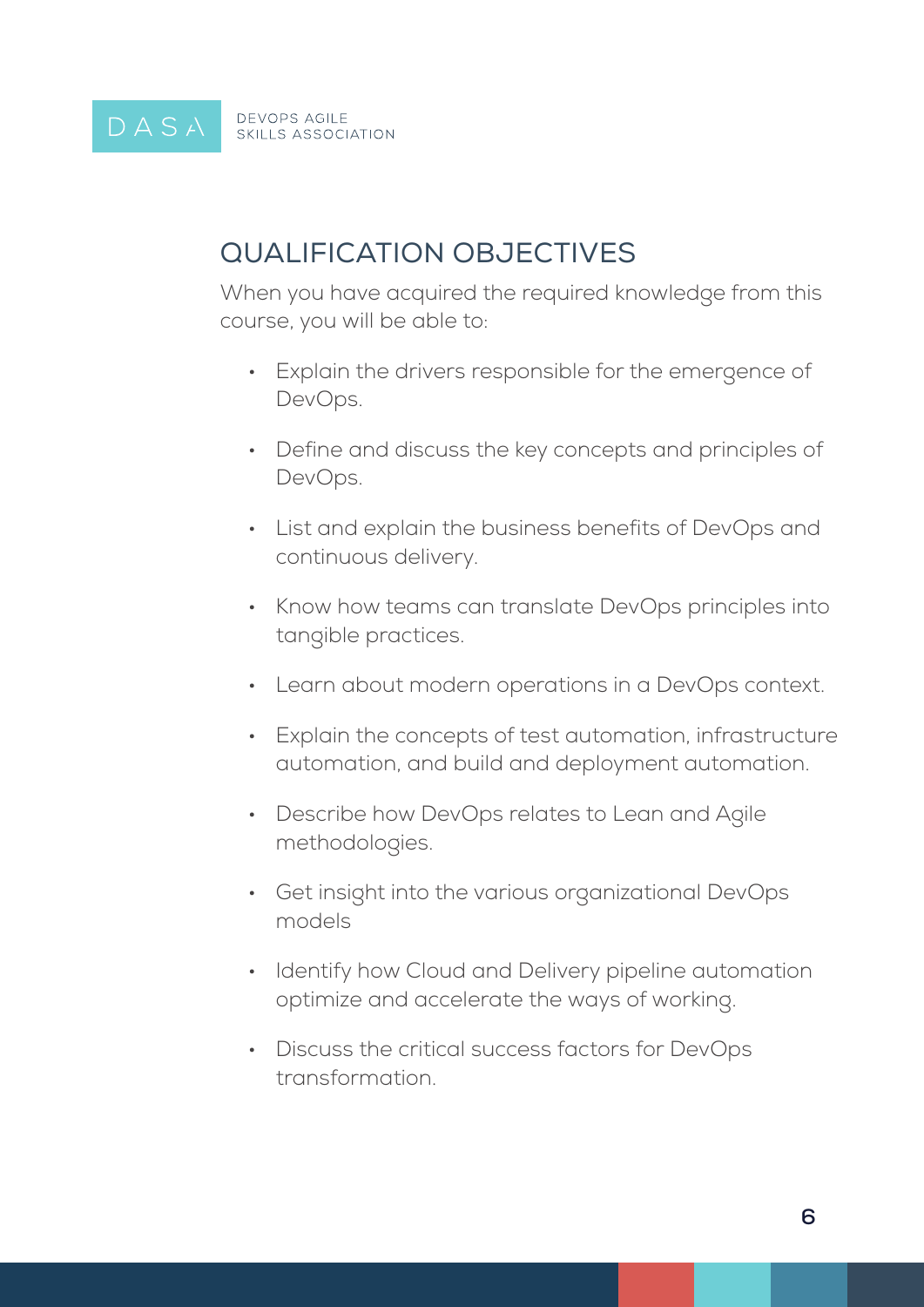## QUALIFICATION OBJECTIVES

When you have acquired the required knowledge from this course, you will be able to:

- Explain the drivers responsible for the emergence of DevOps.
- Define and discuss the key concepts and principles of DevOps.
- List and explain the business benefits of DevOps and continuous delivery.
- Know how teams can translate DevOps principles into tangible practices.
- Learn about modern operations in a DevOps context.
- Explain the concepts of test automation, infrastructure automation, and build and deployment automation.
- Describe how DevOps relates to Lean and Agile methodologies.
- Get insight into the various organizational DevOps models
- Identify how Cloud and Delivery pipeline automation optimize and accelerate the ways of working.
- Discuss the critical success factors for DevOps transformation.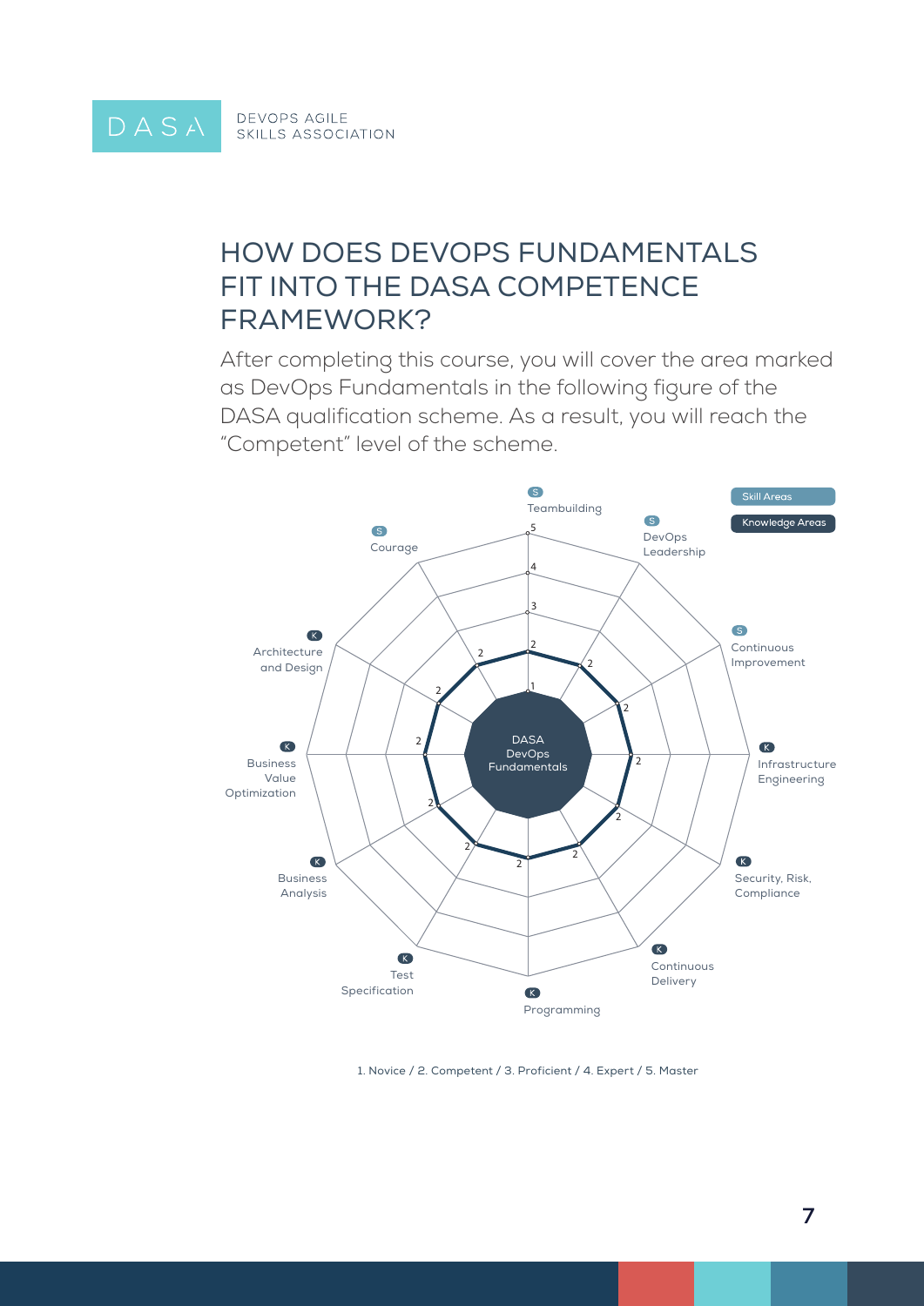# HOW DOES DEVOPS FUNDAMENTALS FIT INTO THE DASA COMPETENCE FRAMEWORK?

After completing this course, you will cover the area marked as DevOps Fundamentals in the following figure of the DASA qualification scheme. As a result, you will reach the "Competent" level of the scheme.

Skill Areas

Knowledge Areas

S Teambuilding

S DevOps Leadership

S Continuous Improvement

K Infrastructure Engineering

K Security, Risk, Compliance

K Continuous Delivery

K Programming

K Test Specification

K Business Analysis

K Business Value Optimization

K Architecture and Design

S Courage

DASA DevOps Fundamentals

1. Novice / 2. Competent / 3. Proficient / 4. Expert / 5. Master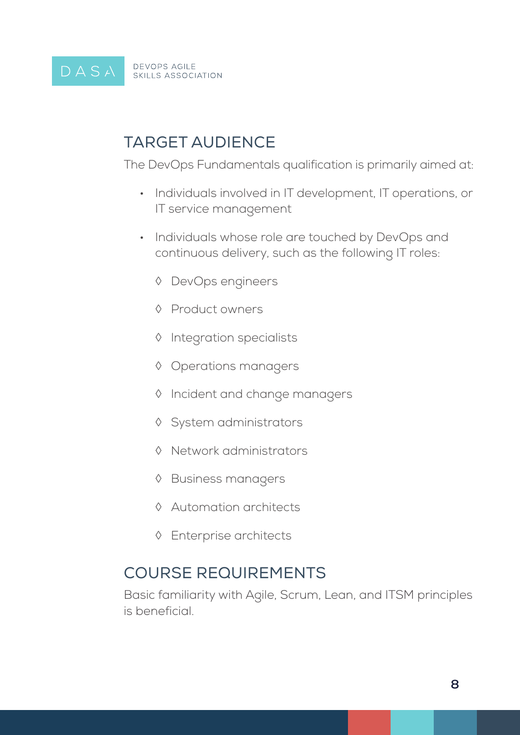## TARGET AUDIENCE

The DevOps Fundamentals qualification is primarily aimed at:

- Individuals involved in IT development, IT operations, or IT service management
- Individuals whose role are touched by DevOps and continuous delivery, such as the following IT roles:
    - ◊ DevOps engineers
    - ◊ Product owners
    - ◊ Integration specialists
    - ◊ Operations managers
    - ◊ Incident and change managers
    - ◊ System administrators
    - ◊ Network administrators
    - ◊ Business managers
    - ◊ Automation architects
    - ◊ Enterprise architects

## COURSE REQUIREMENTS

Basic familiarity with Agile, Scrum, Lean, and ITSM principles is beneficial.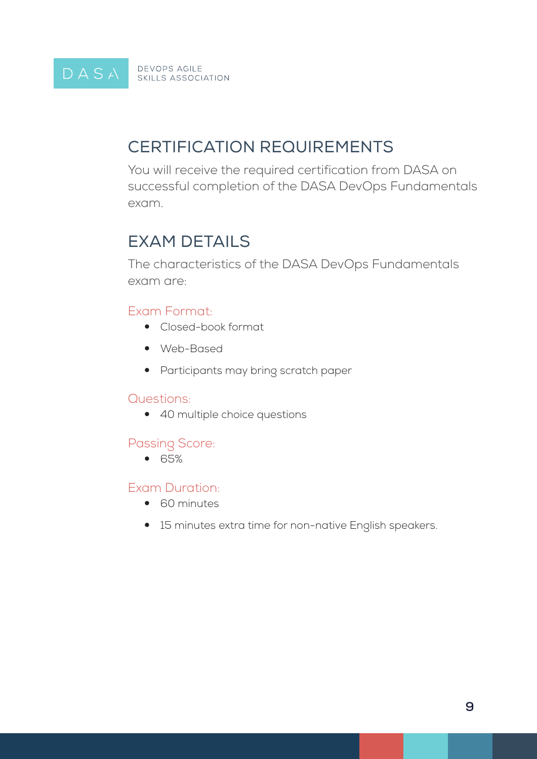## CERTIFICATION REQUIREMENTS

You will receive the required certification from DASA on successful completion of the DASA DevOps Fundamentals exam.

## EXAM DETAILS

The characteristics of the DASA DevOps Fundamentals exam are:

### Exam Format:

- Closed-book format
- Web-Based
- Participants may bring scratch paper

### Questions:

- 40 multiple choice questions

### Passing Score:

- 65%

### Exam Duration:

- 60 minutes
- 15 minutes extra time for non-native English speakers.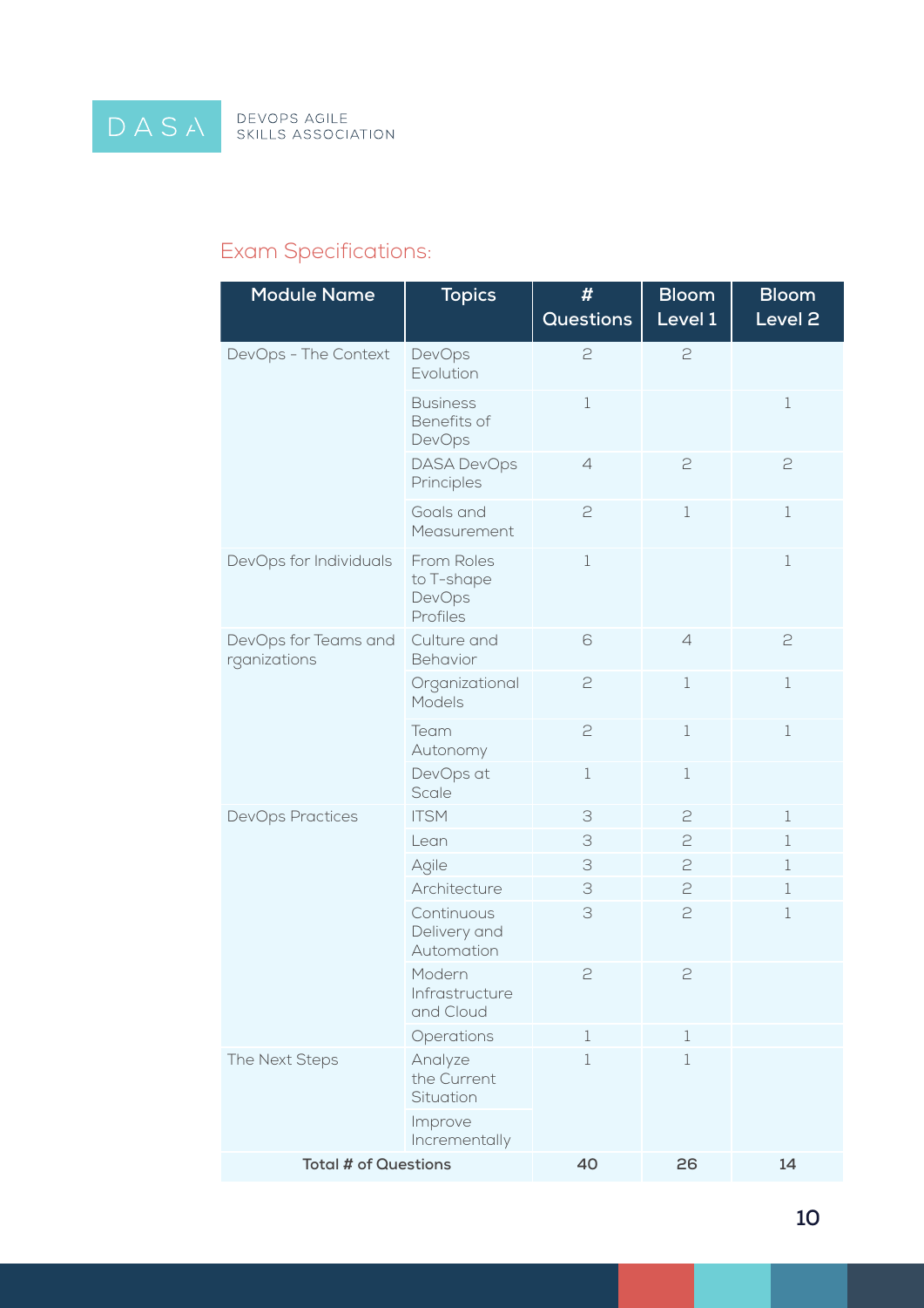## Exam Specifications:

| Module Name | Topics | # Questions | Bloom Level 1 | Bloom Level 2 |
|---|---|---|---|---|
| DevOps - The Context | DevOps Evolution | 2 | 2 | |
| | Business Benefits of DevOps | 1 | | 1 |
| | DASA DevOps Principles | 4 | 2 | 2 |
| | Goals and Measurement | 2 | 1 | 1 |
| DevOps for Individuals | From Roles to T-shape DevOps Profiles | 1 | | 1 |
| DevOps for Teams and rganizations | Culture and Behavior | 6 | 4 | 2 |
| | Organizational Models | 2 | 1 | 1 |
| | Team Autonomy | 2 | 1 | 1 |
| | DevOps at Scale | 1 | 1 | |
| DevOps Practices | ITSM | 3 | 2 | 1 |
| | Lean | 3 | 2 | 1 |
| | Agile | 3 | 2 | 1 |
| | Architecture | 3 | 2 | 1 |
| | Continuous Delivery and Automation | 3 | 2 | 1 |
| | Modern Infrastructure and Cloud | 2 | 2 | |
| | Operations | 1 | 1 | |
| The Next Steps | Analyze the Current Situation | 1 | 1 | |
| | Improve Incrementally | | | |
| **Total # of Questions** | | **40** | **26** | **14** |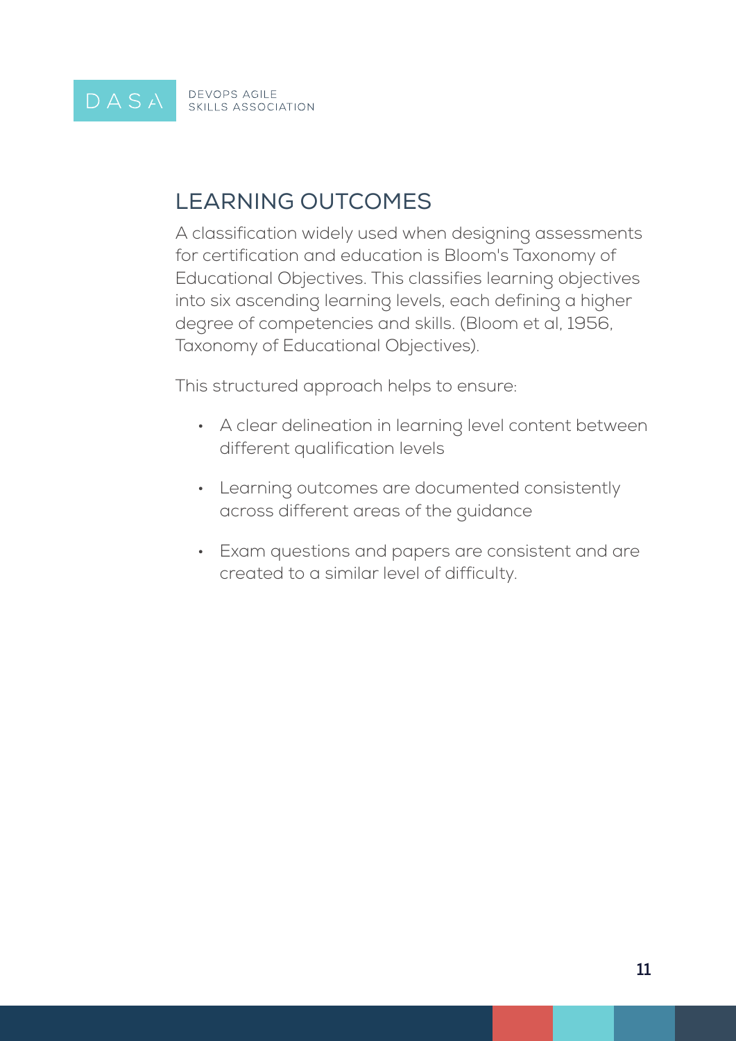## LEARNING OUTCOMES

A classification widely used when designing assessments for certification and education is Bloom's Taxonomy of Educational Objectives. This classifies learning objectives into six ascending learning levels, each defining a higher degree of competencies and skills. (Bloom et al, 1956, Taxonomy of Educational Objectives).

This structured approach helps to ensure:

- A clear delineation in learning level content between different qualification levels
- Learning outcomes are documented consistently across different areas of the guidance
- Exam questions and papers are consistent and are created to a similar level of difficulty.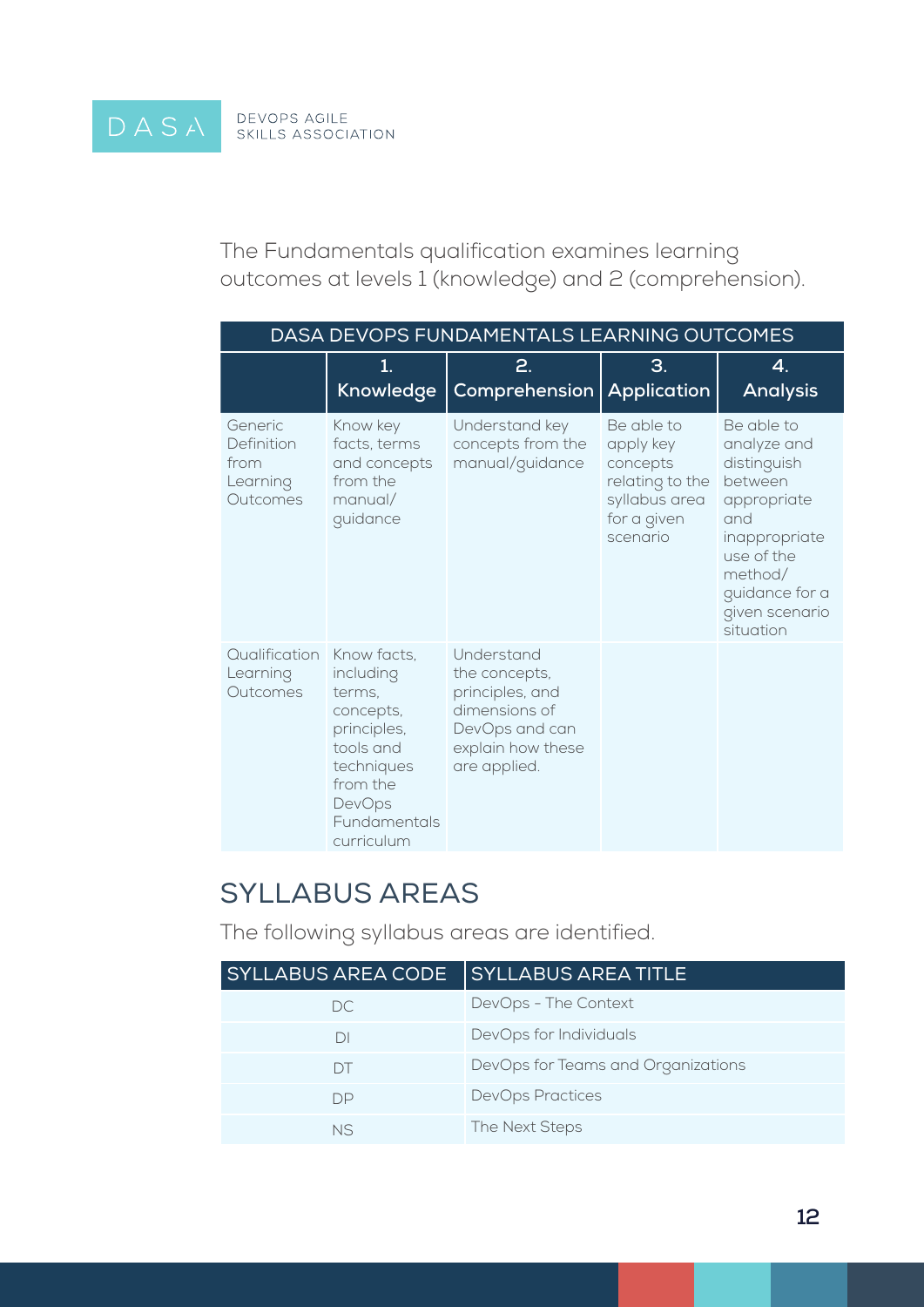The Fundamentals qualification examines learning outcomes at levels 1 (knowledge) and 2 (comprehension).

| DASA DEVOPS FUNDAMENTALS LEARNING OUTCOMES | | | | |
|---|---|---|---|---|
| | **1. Knowledge** | **2. Comprehension** | **3. Application** | **4. Analysis** |
| Generic Definition from Learning Outcomes | Know key facts, terms and concepts from the manual/guidance | Understand key concepts from the manual/guidance | Be able to apply key concepts relating to the syllabus area for a given scenario | Be able to analyze and distinguish between appropriate and inappropriate use of the method/guidance for a given scenario situation |
| Qualification Learning Outcomes | Know facts, including terms, concepts, principles, tools and techniques from the DevOps Fundamentals curriculum | Understand the concepts, principles, and dimensions of DevOps and can explain how these are applied. | | |

## SYLLABUS AREAS

The following syllabus areas are identified.

| SYLLABUS AREA CODE | SYLLABUS AREA TITLE |
|---|---|
| DC | DevOps - The Context |
| DI | DevOps for Individuals |
| DT | DevOps for Teams and Organizations |
| DP | DevOps Practices |
| NS | The Next Steps |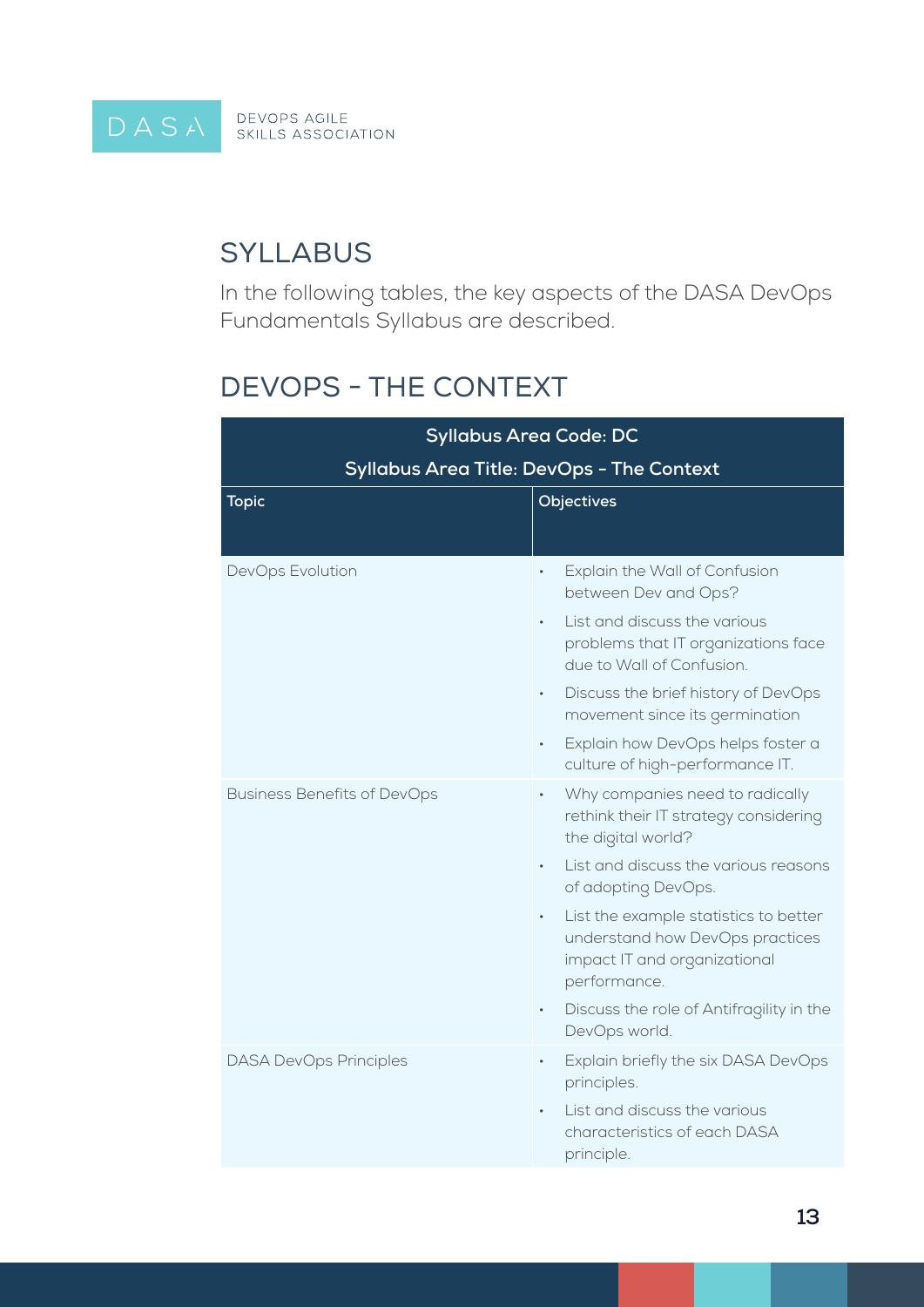## SYLLABUS

In the following tables, the key aspects of the DASA DevOps Fundamentals Syllabus are described.

## DEVOPS - THE CONTEXT

| Syllabus Area Code: DC<br>Syllabus Area Title: DevOps - The Context | |
|---|---|
| **Topic** | **Objectives** |
| DevOps Evolution | • Explain the Wall of Confusion between Dev and Ops?<br>• List and discuss the various problems that IT organizations face due to Wall of Confusion.<br>• Discuss the brief history of DevOps movement since its germination<br>• Explain how DevOps helps foster a culture of high-performance IT. |
| Business Benefits of DevOps | • Why companies need to radically rethink their IT strategy considering the digital world?<br>• List and discuss the various reasons of adopting DevOps.<br>• List the example statistics to better understand how DevOps practices impact IT and organizational performance.<br>• Discuss the role of Antifragility in the DevOps world. |
| DASA DevOps Principles | • Explain briefly the six DASA DevOps principles.<br>• List and discuss the various characteristics of each DASA principle. |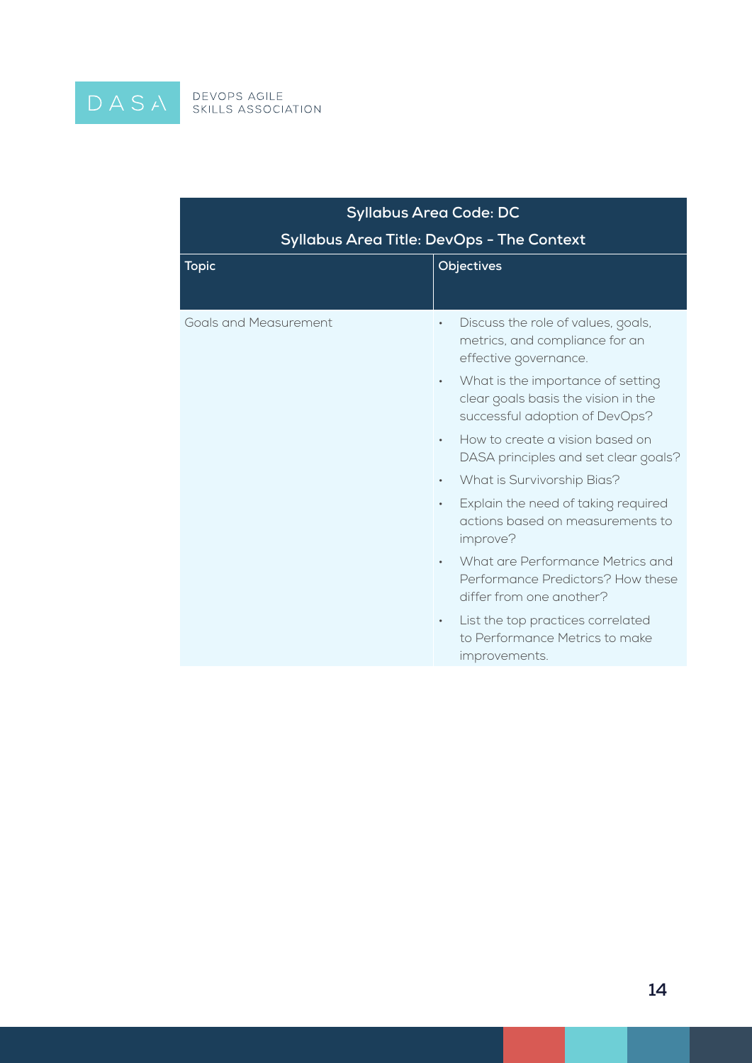| Syllabus Area Code: DC<br>Syllabus Area Title: DevOps - The Context | |
|---|---|
| **Topic** | **Objectives** |
| Goals and Measurement | • Discuss the role of values, goals, metrics, and compliance for an effective governance.<br>• What is the importance of setting clear goals basis the vision in the successful adoption of DevOps?<br>• How to create a vision based on DASA principles and set clear goals?<br>• What is Survivorship Bias?<br>• Explain the need of taking required actions based on measurements to improve?<br>• What are Performance Metrics and Performance Predictors? How these differ from one another?<br>• List the top practices correlated to Performance Metrics to make improvements. |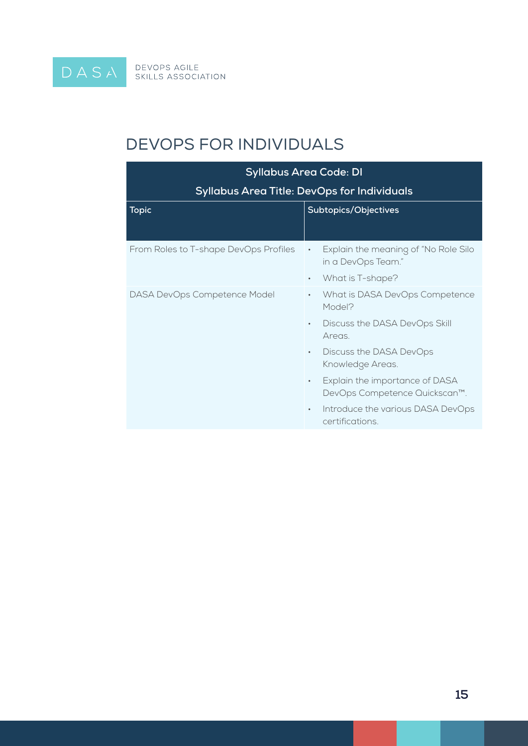# DEVOPS FOR INDIVIDUALS

| Syllabus Area Code: DI<br>Syllabus Area Title: DevOps for Individuals | |
|---|---|
| **Topic** | **Subtopics/Objectives** |
| From Roles to T-shape DevOps Profiles | • Explain the meaning of "No Role Silo in a DevOps Team."<br>• What is T-shape? |
| DASA DevOps Competence Model | • What is DASA DevOps Competence Model?<br>• Discuss the DASA DevOps Skill Areas.<br>• Discuss the DASA DevOps Knowledge Areas.<br>• Explain the importance of DASA DevOps Competence Quickscan™.<br>• Introduce the various DASA DevOps certifications. |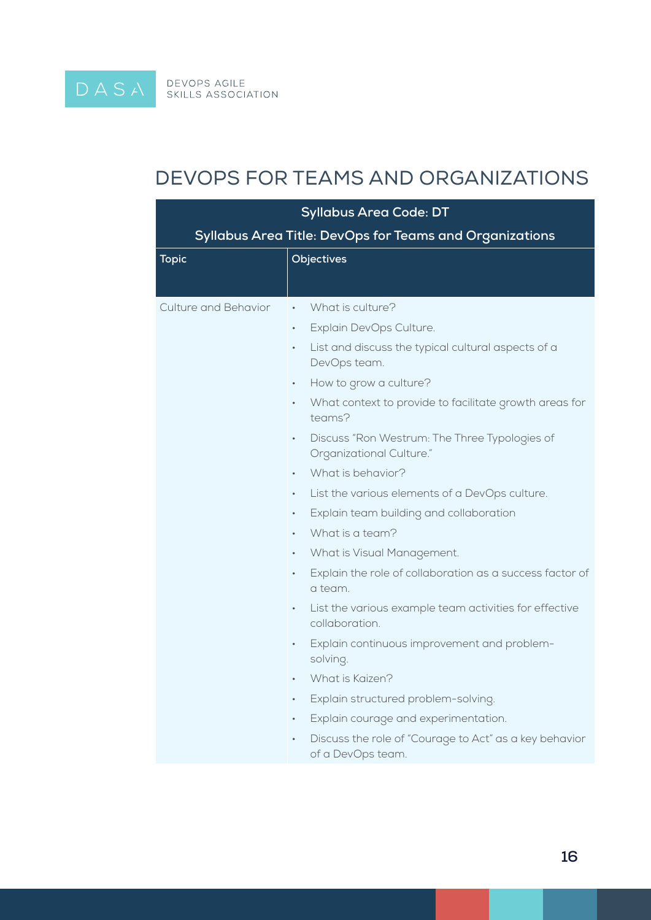# DEVOPS FOR TEAMS AND ORGANIZATIONS

| Syllabus Area Code: DT<br>Syllabus Area Title: DevOps for Teams and Organizations | |
|---|---|
| **Topic** | **Objectives** |
| Culture and Behavior | • What is culture?<br>• Explain DevOps Culture.<br>• List and discuss the typical cultural aspects of a DevOps team.<br>• How to grow a culture?<br>• What context to provide to facilitate growth areas for teams?<br>• Discuss "Ron Westrum: The Three Typologies of Organizational Culture."<br>• What is behavior?<br>• List the various elements of a DevOps culture.<br>• Explain team building and collaboration<br>• What is a team?<br>• What is Visual Management.<br>• Explain the role of collaboration as a success factor of a team.<br>• List the various example team activities for effective collaboration.<br>• Explain continuous improvement and problem-solving.<br>• What is Kaizen?<br>• Explain structured problem-solving.<br>• Explain courage and experimentation.<br>• Discuss the role of "Courage to Act" as a key behavior of a DevOps team. |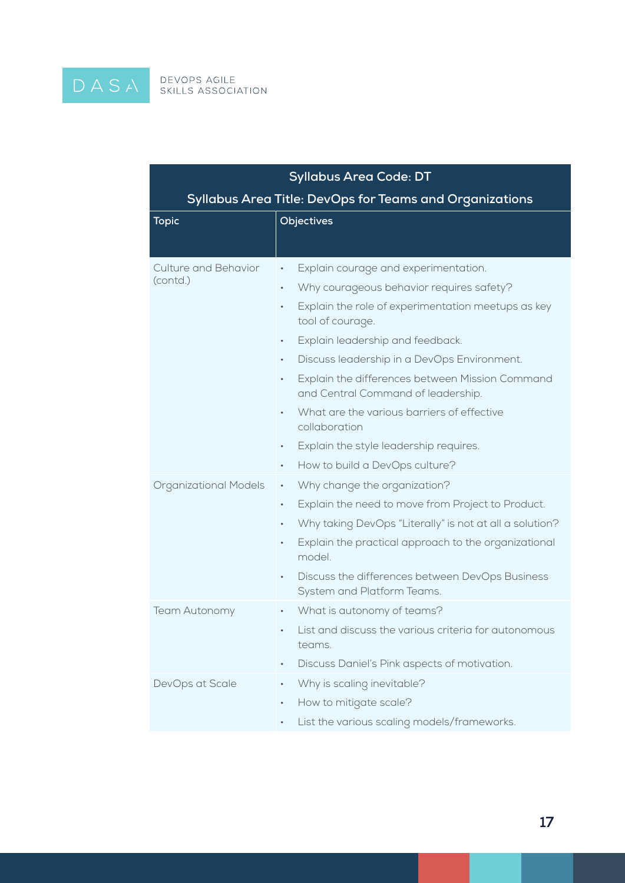| Syllabus Area Code: DT<br>Syllabus Area Title: DevOps for Teams and Organizations | |
|---|---|
| **Topic** | **Objectives** |
| Culture and Behavior (contd.) | • Explain courage and experimentation.<br>• Why courageous behavior requires safety?<br>• Explain the role of experimentation meetups as key tool of courage.<br>• Explain leadership and feedback.<br>• Discuss leadership in a DevOps Environment.<br>• Explain the differences between Mission Command and Central Command of leadership.<br>• What are the various barriers of effective collaboration<br>• Explain the style leadership requires.<br>• How to build a DevOps culture? |
| Organizational Models | • Why change the organization?<br>• Explain the need to move from Project to Product.<br>• Why taking DevOps "Literally" is not at all a solution?<br>• Explain the practical approach to the organizational model.<br>• Discuss the differences between DevOps Business System and Platform Teams. |
| Team Autonomy | • What is autonomy of teams?<br>• List and discuss the various criteria for autonomous teams.<br>• Discuss Daniel's Pink aspects of motivation. |
| DevOps at Scale | • Why is scaling inevitable?<br>• How to mitigate scale?<br>• List the various scaling models/frameworks. |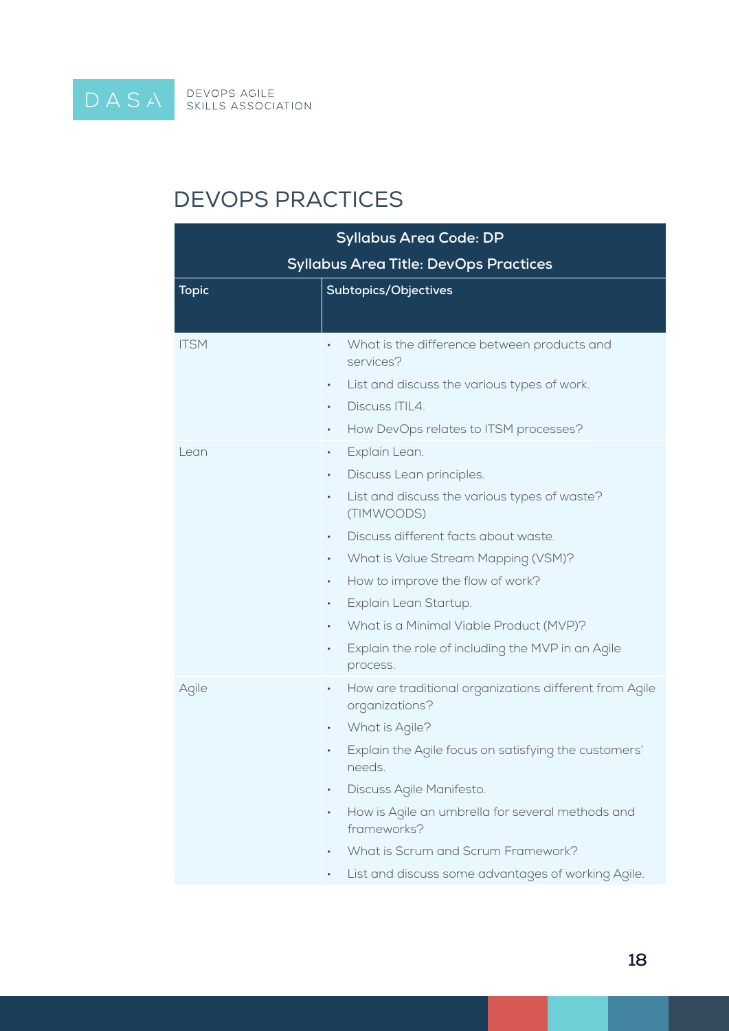# DEVOPS PRACTICES

| Syllabus Area Code: DP<br>Syllabus Area Title: DevOps Practices | |
|---|---|
| **Topic** | **Subtopics/Objectives** |
| ITSM | • What is the difference between products and services?<br>• List and discuss the various types of work.<br>• Discuss ITIL4.<br>• How DevOps relates to ITSM processes? |
| Lean | • Explain Lean.<br>• Discuss Lean principles.<br>• List and discuss the various types of waste? (TIMWOODS)<br>• Discuss different facts about waste.<br>• What is Value Stream Mapping (VSM)?<br>• How to improve the flow of work?<br>• Explain Lean Startup.<br>• What is a Minimal Viable Product (MVP)?<br>• Explain the role of including the MVP in an Agile process. |
| Agile | • How are traditional organizations different from Agile organizations?<br>• What is Agile?<br>• Explain the Agile focus on satisfying the customers' needs.<br>• Discuss Agile Manifesto.<br>• How is Agile an umbrella for several methods and frameworks?<br>• What is Scrum and Scrum Framework?<br>• List and discuss some advantages of working Agile. |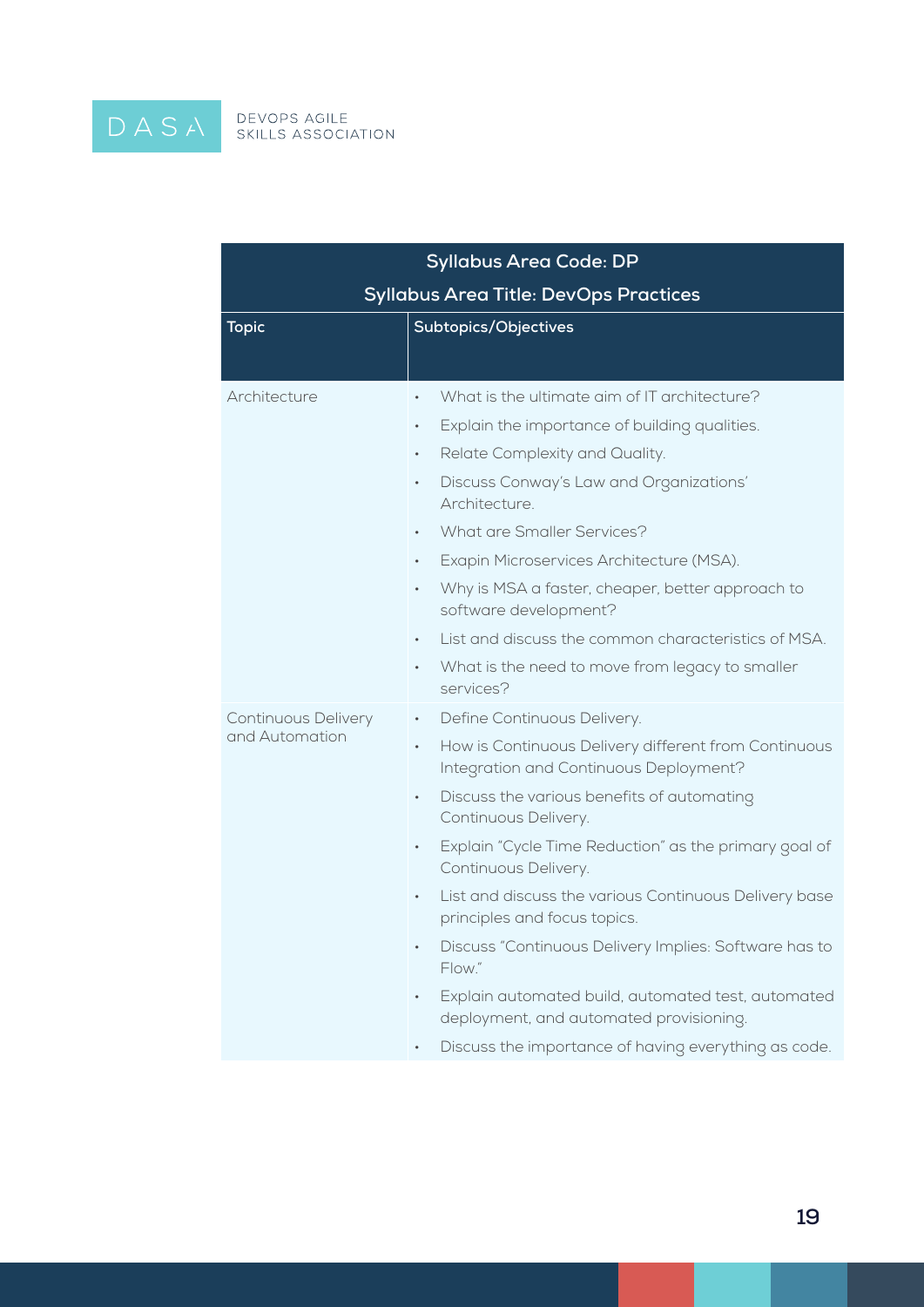| Syllabus Area Code: DP<br>Syllabus Area Title: DevOps Practices | |
|---|---|
| **Topic** | **Subtopics/Objectives** |
| Architecture | • What is the ultimate aim of IT architecture?<br>• Explain the importance of building qualities.<br>• Relate Complexity and Quality.<br>• Discuss Conway's Law and Organizations' Architecture.<br>• What are Smaller Services?<br>• Exapin Microservices Architecture (MSA).<br>• Why is MSA a faster, cheaper, better approach to software development?<br>• List and discuss the common characteristics of MSA.<br>• What is the need to move from legacy to smaller services? |
| Continuous Delivery and Automation | • Define Continuous Delivery.<br>• How is Continuous Delivery different from Continuous Integration and Continuous Deployment?<br>• Discuss the various benefits of automating Continuous Delivery.<br>• Explain "Cycle Time Reduction" as the primary goal of Continuous Delivery.<br>• List and discuss the various Continuous Delivery base principles and focus topics.<br>• Discuss "Continuous Delivery Implies: Software has to Flow."<br>• Explain automated build, automated test, automated deployment, and automated provisioning.<br>• Discuss the importance of having everything as code. |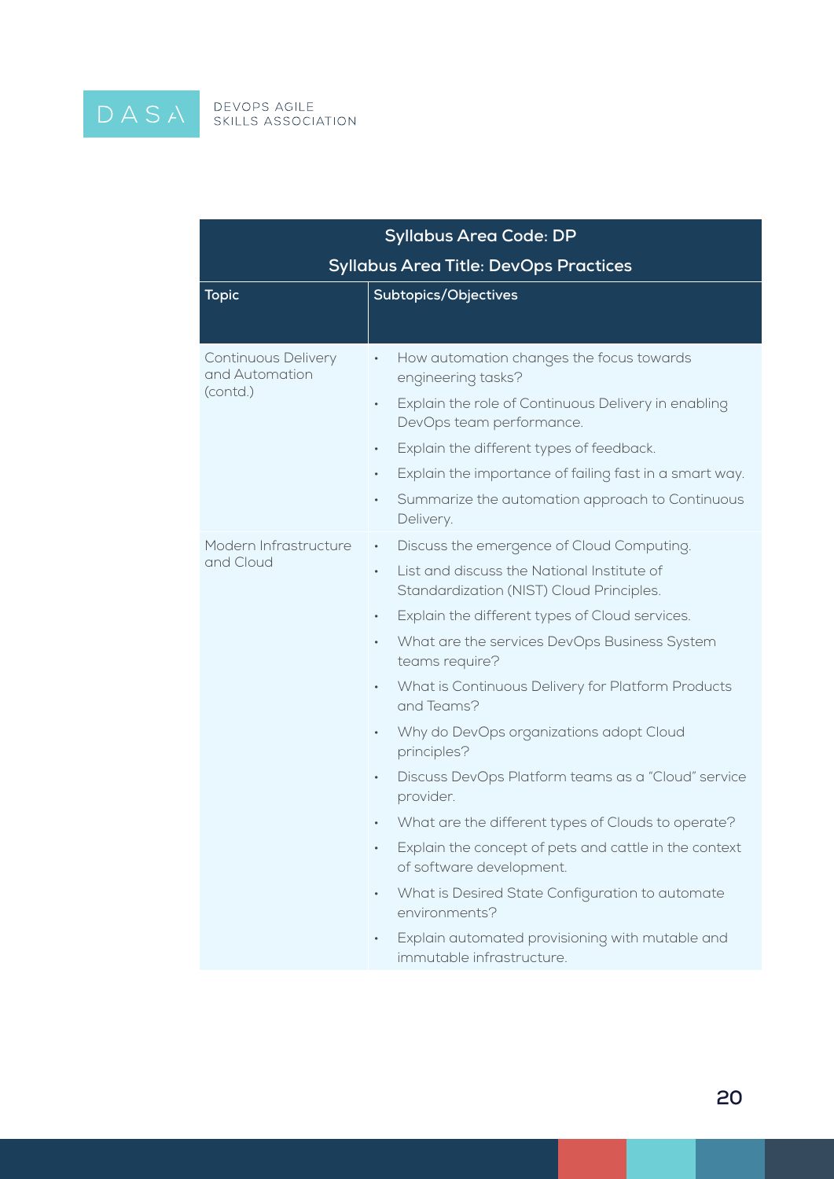| Syllabus Area Code: DP<br>Syllabus Area Title: DevOps Practices | |
|---|---|
| **Topic** | **Subtopics/Objectives** |
| Continuous Delivery and Automation (contd.) | • How automation changes the focus towards engineering tasks?<br>• Explain the role of Continuous Delivery in enabling DevOps team performance.<br>• Explain the different types of feedback.<br>• Explain the importance of failing fast in a smart way.<br>• Summarize the automation approach to Continuous Delivery. |
| Modern Infrastructure and Cloud | • Discuss the emergence of Cloud Computing.<br>• List and discuss the National Institute of Standardization (NIST) Cloud Principles.<br>• Explain the different types of Cloud services.<br>• What are the services DevOps Business System teams require?<br>• What is Continuous Delivery for Platform Products and Teams?<br>• Why do DevOps organizations adopt Cloud principles?<br>• Discuss DevOps Platform teams as a "Cloud" service provider.<br>• What are the different types of Clouds to operate?<br>• Explain the concept of pets and cattle in the context of software development.<br>• What is Desired State Configuration to automate environments?<br>• Explain automated provisioning with mutable and immutable infrastructure. |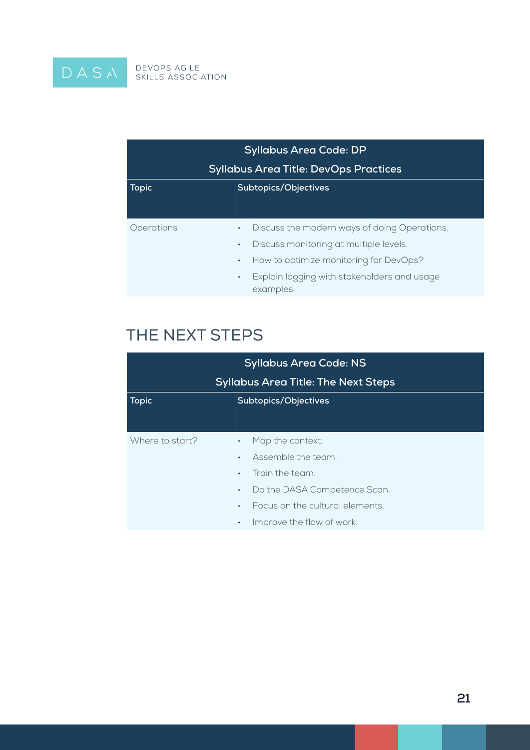| Syllabus Area Code: DP<br>Syllabus Area Title: DevOps Practices | |
|---|---|
| **Topic** | **Subtopics/Objectives** |
| Operations | • Discuss the modern ways of doing Operations.<br>• Discuss monitoring at multiple levels.<br>• How to optimize monitoring for DevOps?<br>• Explain logging with stakeholders and usage examples. |

## THE NEXT STEPS

| Syllabus Area Code: NS<br>Syllabus Area Title: The Next Steps | |
|---|---|
| **Topic** | **Subtopics/Objectives** |
| Where to start? | • Map the context.<br>• Assemble the team.<br>• Train the team.<br>• Do the DASA Competence Scan.<br>• Focus on the cultural elements.<br>• Improve the flow of work. |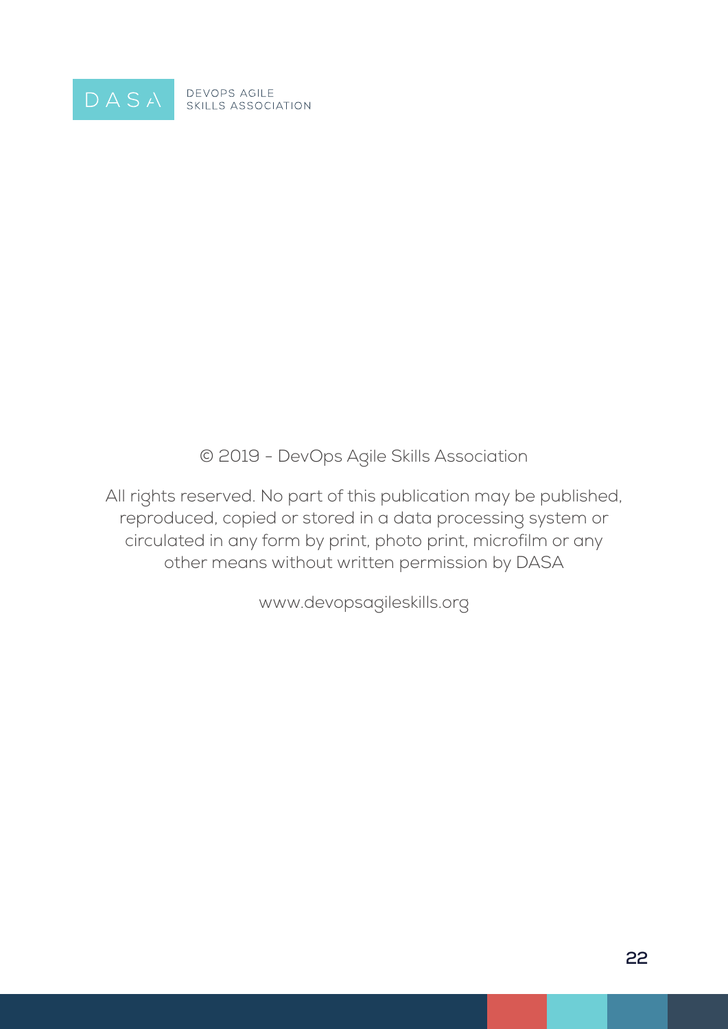DASA DEVOPS AGILE SKILLS ASSOCIATION

© 2019 - DevOps Agile Skills Association

All rights reserved. No part of this publication may be published, reproduced, copied or stored in a data processing system or circulated in any form by print, photo print, microfilm or any other means without written permission by DASA

www.devopsagileskills.org